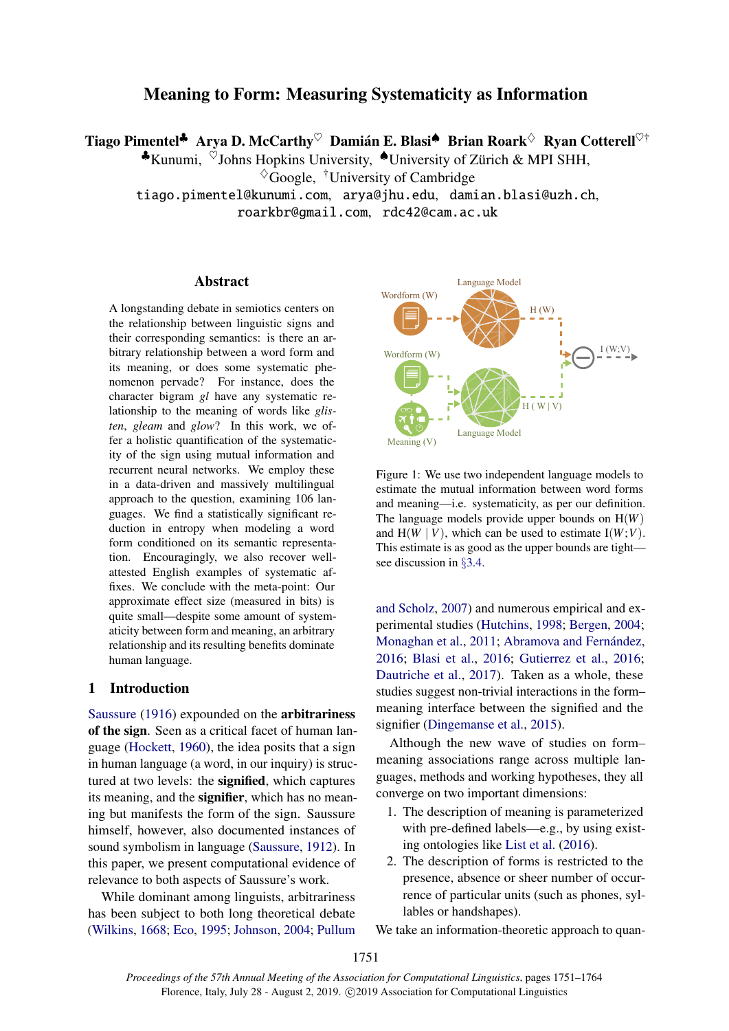# Meaning to Form: Measuring Systematicity as Information

**Tiago Pimentel**[♣] **Arya D. McCarthy**[♡] **Damián E. Blasi**[♠] **Brian Roark**[♢] **Ryan Cotterell**[♡†]

[♣]Kunumi, [♡]Johns Hopkins University, [♠]University of Zürich & MPI SHH,
[♢]Google, [†]University of Cambridge

tiago.pimentel@kunumi.com, arya@jhu.edu, damian.blasi@uzh.ch,
roarkbr@gmail.com, rdc42@cam.ac.uk

## Abstract

A longstanding debate in semiotics centers on the relationship between linguistic signs and their corresponding semantics: is there an arbitrary relationship between a word form and its meaning, or does some systematic phenomenon pervade? For instance, does the character bigram *gl* have any systematic relationship to the meaning of words like *glisten*, *gleam* and *glow*? In this work, we offer a holistic quantification of the systematicity of the sign using mutual information and recurrent neural networks. We employ these in a data-driven and massively multilingual approach to the question, examining 106 languages. We find a statistically significant reduction in entropy when modeling a word form conditioned on its semantic representation. Encouragingly, we also recover well-attested English examples of systematic affixes. We conclude with the meta-point: Our approximate effect size (measured in bits) is quite small—despite some amount of systematicity between form and meaning, an arbitrary relationship and its resulting benefits dominate human language.

## 1 Introduction

Saussure (1916) expounded on the **arbitrariness of the sign**. Seen as a critical facet of human language (Hockett, 1960), the idea posits that a sign in human language (a word, in our inquiry) is structured at two levels: the **signified**, which captures its meaning, and the **signifier**, which has no meaning but manifests the form of the sign. Saussure himself, however, also documented instances of sound symbolism in language (Saussure, 1912). In this paper, we present computational evidence of relevance to both aspects of Saussure's work.

While dominant among linguists, arbitrariness has been subject to both long theoretical debate (Wilkins, 1668; Eco, 1995; Johnson, 2004; Pullum and Scholz, 2007) and numerous empirical and experimental studies (Hutchins, 1998; Bergen, 2004; Monaghan et al., 2011; Abramova and Fernández, 2016; Blasi et al., 2016; Gutierrez et al., 2016; Dautriche et al., 2017). Taken as a whole, these studies suggest non-trivial interactions in the form–meaning interface between the signified and the signifier (Dingemanse et al., 2015).

Wordform (W)

Language Model

H (W)

I (W;V)

Wordform (W)

Meaning (V)

Language Model

H ( W | V )

Figure 1: We use two independent language models to estimate the mutual information between word forms and meaning—i.e. systematicity, as per our definition. The language models provide upper bounds on $\mathrm{H}(W)$ and $\mathrm{H}(W \mid V)$, which can be used to estimate $\mathrm{I}(W;V)$. This estimate is as good as the upper bounds are tight—see discussion in §3.4.

Although the new wave of studies on form–meaning associations range across multiple languages, methods and working hypotheses, they all converge on two important dimensions:

1. The description of meaning is parameterized with pre-defined labels—e.g., by using existing ontologies like List et al. (2016).
2. The description of forms is restricted to the presence, absence or sheer number of occurrence of particular units (such as phones, syllables or handshapes).

We take an information-theoretic approach to quan-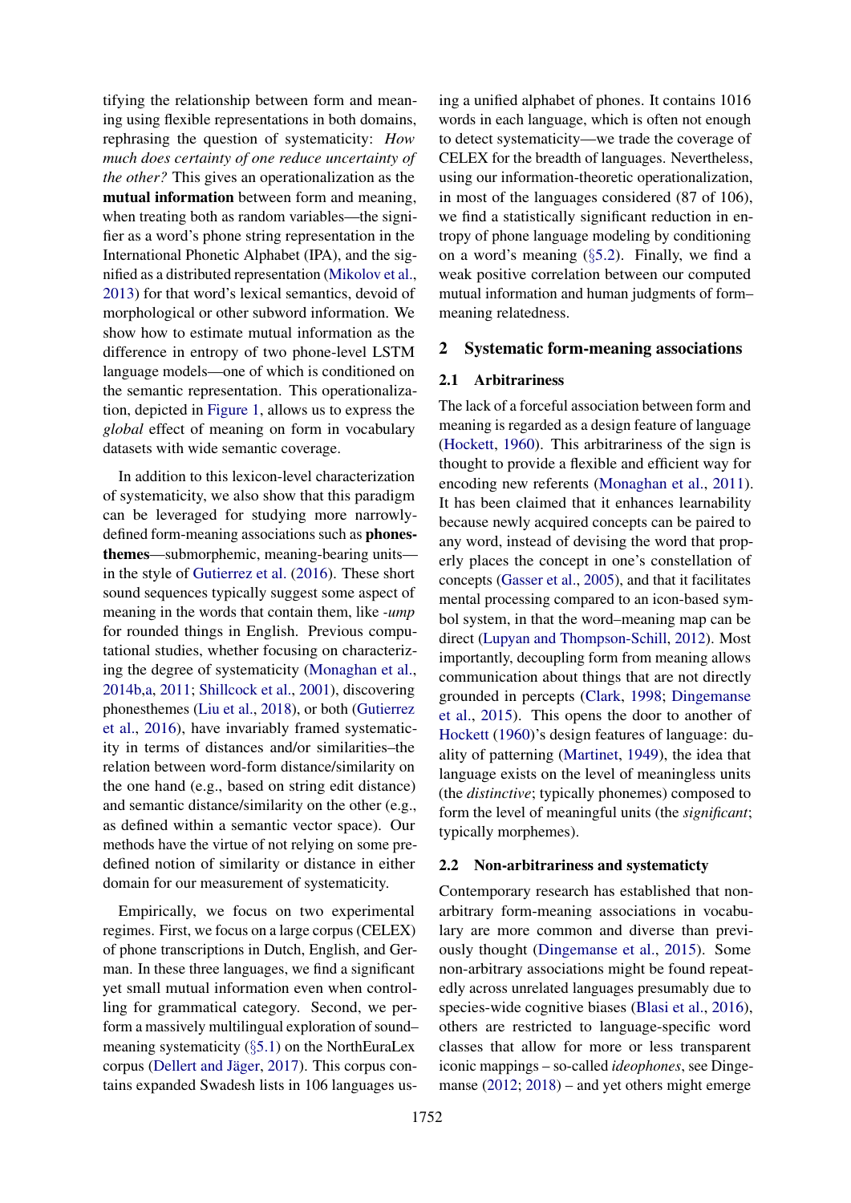tifying the relationship between form and meaning using flexible representations in both domains, rephrasing the question of systematicity: *How much does certainty of one reduce uncertainty of the other?* This gives an operationalization as the **mutual information** between form and meaning, when treating both as random variables—the signifier as a word's phone string representation in the International Phonetic Alphabet (IPA), and the signified as a distributed representation (Mikolov et al., 2013) for that word's lexical semantics, devoid of morphological or other subword information. We show how to estimate mutual information as the difference in entropy of two phone-level LSTM language models—one of which is conditioned on the semantic representation. This operationalization, depicted in Figure 1, allows us to express the *global* effect of meaning on form in vocabulary datasets with wide semantic coverage.

In addition to this lexicon-level characterization of systematicity, we also show that this paradigm can be leveraged for studying more narrowly-defined form-meaning associations such as **phonesthemes**—submorphemic, meaning-bearing units—in the style of Gutierrez et al. (2016). These short sound sequences typically suggest some aspect of meaning in the words that contain them, like *-ump* for rounded things in English. Previous computational studies, whether focusing on characterizing the degree of systematicity (Monaghan et al., 2014b,a, 2011; Shillcock et al., 2001), discovering phonesthemes (Liu et al., 2018), or both (Gutierrez et al., 2016), have invariably framed systematicity in terms of distances and/or similarities–the relation between word-form distance/similarity on the one hand (e.g., based on string edit distance) and semantic distance/similarity on the other (e.g., as defined within a semantic vector space). Our methods have the virtue of not relying on some pre-defined notion of similarity or distance in either domain for our measurement of systematicity.

Empirically, we focus on two experimental regimes. First, we focus on a large corpus (CELEX) of phone transcriptions in Dutch, English, and German. In these three languages, we find a significant yet small mutual information even when controlling for grammatical category. Second, we perform a massively multilingual exploration of sound–meaning systematicity (§5.1) on the NorthEuraLex corpus (Dellert and Jäger, 2017). This corpus contains expanded Swadesh lists in 106 languages using a unified alphabet of phones. It contains 1016 words in each language, which is often not enough to detect systematicity—we trade the coverage of CELEX for the breadth of languages. Nevertheless, using our information-theoretic operationalization, in most of the languages considered (87 of 106), we find a statistically significant reduction in entropy of phone language modeling by conditioning on a word's meaning (§5.2). Finally, we find a weak positive correlation between our computed mutual information and human judgments of form–meaning relatedness.

## 2 Systematic form-meaning associations

### 2.1 Arbitrariness

The lack of a forceful association between form and meaning is regarded as a design feature of language (Hockett, 1960). This arbitrariness of the sign is thought to provide a flexible and efficient way for encoding new referents (Monaghan et al., 2011). It has been claimed that it enhances learnability because newly acquired concepts can be paired to any word, instead of devising the word that properly places the concept in one's constellation of concepts (Gasser et al., 2005), and that it facilitates mental processing compared to an icon-based symbol system, in that the word–meaning map can be direct (Lupyan and Thompson-Schill, 2012). Most importantly, decoupling form from meaning allows communication about things that are not directly grounded in percepts (Clark, 1998; Dingemanse et al., 2015). This opens the door to another of Hockett (1960)'s design features of language: duality of patterning (Martinet, 1949), the idea that language exists on the level of meaningless units (the *distinctive*; typically phonemes) composed to form the level of meaningful units (the *significant*; typically morphemes).

### 2.2 Non-arbitrariness and systematicty

Contemporary research has established that non-arbitrary form-meaning associations in vocabulary are more common and diverse than previously thought (Dingemanse et al., 2015). Some non-arbitrary associations might be found repeatedly across unrelated languages presumably due to species-wide cognitive biases (Blasi et al., 2016), others are restricted to language-specific word classes that allow for more or less transparent iconic mappings – so-called *ideophones*, see Dingemanse (2012; 2018) – and yet others might emerge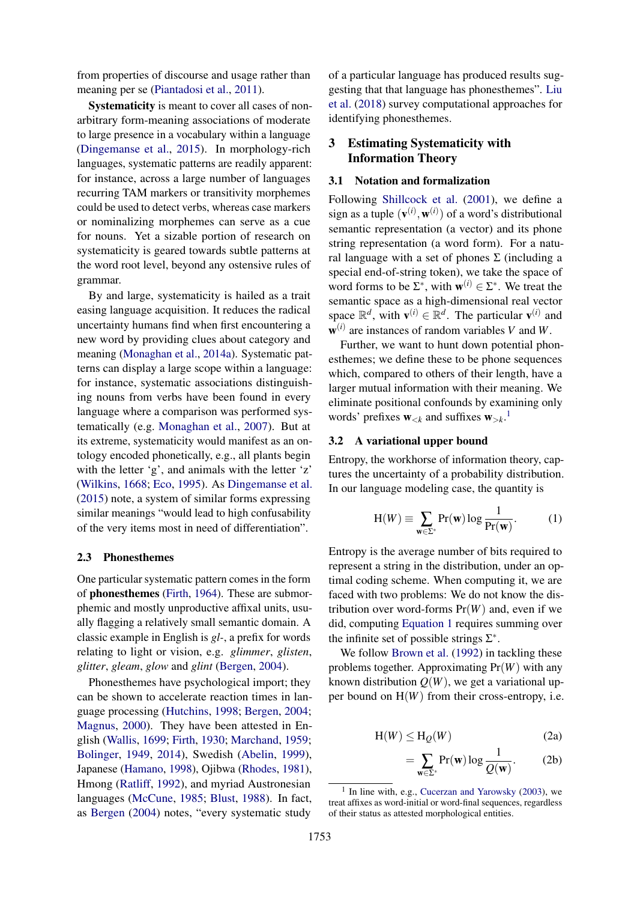from properties of discourse and usage rather than meaning per se (Piantadosi et al., 2011).

**Systematicity** is meant to cover all cases of non-arbitrary form-meaning associations of moderate to large presence in a vocabulary within a language (Dingemanse et al., 2015). In morphology-rich languages, systematic patterns are readily apparent: for instance, across a large number of languages recurring TAM markers or transitivity morphemes could be used to detect verbs, whereas case markers or nominalizing morphemes can serve as a cue for nouns. Yet a sizable portion of research on systematicity is geared towards subtle patterns at the word root level, beyond any ostensive rules of grammar.

By and large, systematicity is hailed as a trait easing language acquisition. It reduces the radical uncertainty humans find when first encountering a new word by providing clues about category and meaning (Monaghan et al., 2014a). Systematic patterns can display a large scope within a language: for instance, systematic associations distinguishing nouns from verbs have been found in every language where a comparison was performed systematically (e.g. Monaghan et al., 2007). But at its extreme, systematicity would manifest as an ontology encoded phonetically, e.g., all plants begin with the letter 'g', and animals with the letter 'z' (Wilkins, 1668; Eco, 1995). As Dingemanse et al. (2015) note, a system of similar forms expressing similar meanings "would lead to high confusability of the very items most in need of differentiation".

### 2.3 Phonesthemes

One particular systematic pattern comes in the form of **phonesthemes** (Firth, 1964). These are submorphemic and mostly unproductive affixal units, usually flagging a relatively small semantic domain. A classic example in English is *gl-*, a prefix for words relating to light or vision, e.g. *glimmer*, *glisten*, *glitter*, *gleam*, *glow* and *glint* (Bergen, 2004).

Phonesthemes have psychological import; they can be shown to accelerate reaction times in language processing (Hutchins, 1998; Bergen, 2004; Magnus, 2000). They have been attested in English (Wallis, 1699; Firth, 1930; Marchand, 1959; Bolinger, 1949, 2014), Swedish (Abelin, 1999), Japanese (Hamano, 1998), Ojibwa (Rhodes, 1981), Hmong (Ratliff, 1992), and myriad Austronesian languages (McCune, 1985; Blust, 1988). In fact, as Bergen (2004) notes, "every systematic study of a particular language has produced results suggesting that that language has phonesthemes". Liu et al. (2018) survey computational approaches for identifying phonesthemes.

## 3 Estimating Systematicity with Information Theory

### 3.1 Notation and formalization

Following Shillcock et al. (2001), we define a sign as a tuple $(\mathbf{v}^{(i)}, \mathbf{w}^{(i)})$ of a word's distributional semantic representation (a vector) and its phone string representation (a word form). For a natural language with a set of phones $\Sigma$ (including a special end-of-string token), we take the space of word forms to be $\Sigma^*$, with $\mathbf{w}^{(i)} \in \Sigma^*$. We treat the semantic space as a high-dimensional real vector space $\mathbb{R}^d$, with $\mathbf{v}^{(i)} \in \mathbb{R}^d$. The particular $\mathbf{v}^{(i)}$ and $\mathbf{w}^{(i)}$ are instances of random variables $V$ and $W$.

Further, we want to hunt down potential phonesthemes; we define these to be phone sequences which, compared to others of their length, have a larger mutual information with their meaning. We eliminate positional confounds by examining only words' prefixes $\mathbf{w}_{<k}$ and suffixes $\mathbf{w}_{>k}$.[1]

### 3.2 A variational upper bound

Entropy, the workhorse of information theory, captures the uncertainty of a probability distribution. In our language modeling case, the quantity is

$$\mathrm{H}(W) \equiv \sum_{\mathbf{w} \in \Sigma^*} \Pr(\mathbf{w}) \log \frac{1}{\Pr(\mathbf{w})}. \tag{1}$$

Entropy is the average number of bits required to represent a string in the distribution, under an optimal coding scheme. When computing it, we are faced with two problems: We do not know the distribution over word-forms $\Pr(W)$ and, even if we did, computing Equation 1 requires summing over the infinite set of possible strings $\Sigma^*$.

We follow Brown et al. (1992) in tackling these problems together. Approximating $\Pr(W)$ with any known distribution $Q(W)$, we get a variational upper bound on $\mathrm{H}(W)$ from their cross-entropy, i.e.

$$\mathrm{H}(W) \leq \mathrm{H}_Q(W) \tag{2a}$$

$$= \sum_{\mathbf{w} \in \Sigma^*} \Pr(\mathbf{w}) \log \frac{1}{Q(\mathbf{w})}. \tag{2b}$$

[1] In line with, e.g., Cucerzan and Yarowsky (2003), we treat affixes as word-initial or word-final sequences, regardless of their status as attested morphological entities.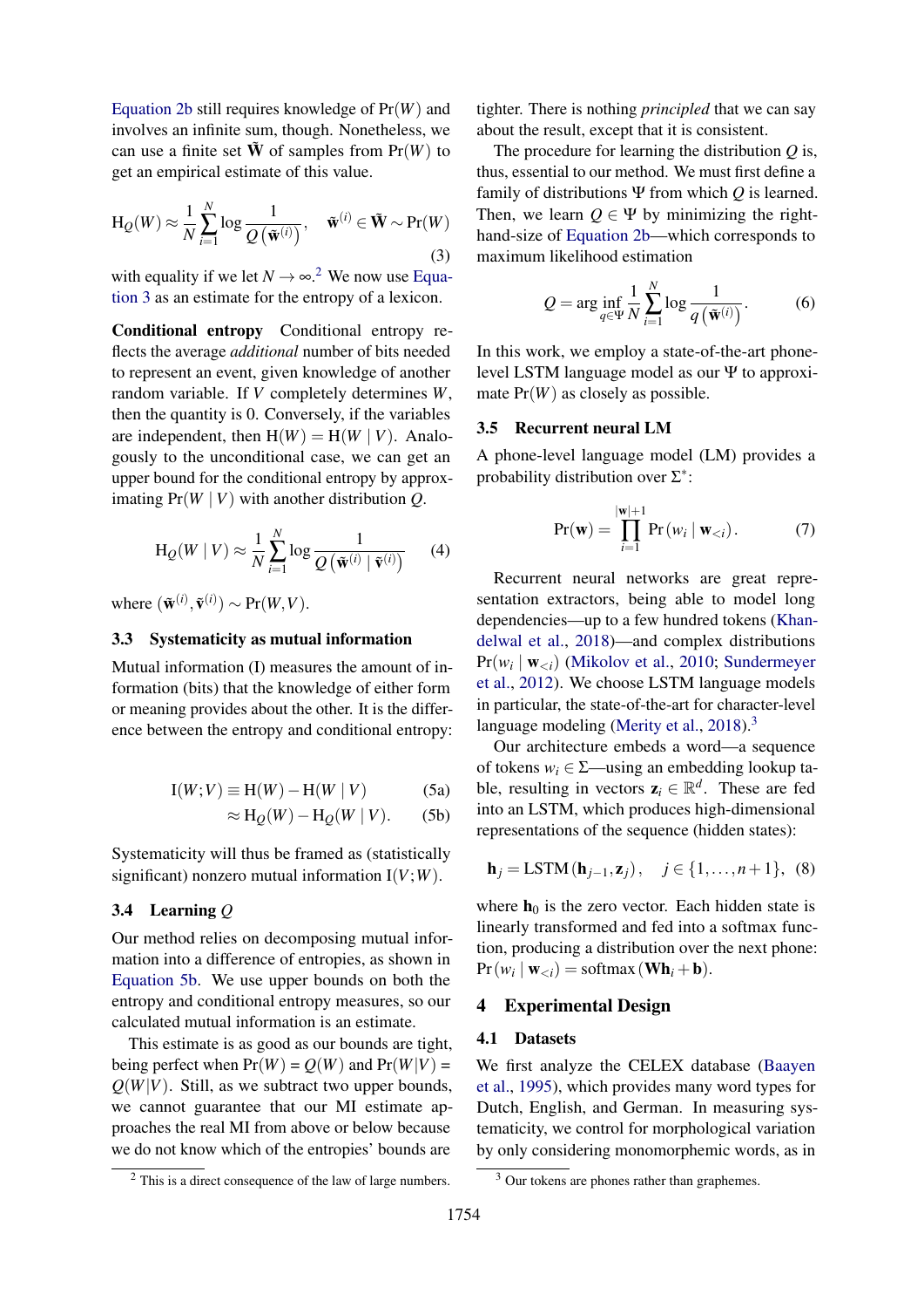Equation 2b still requires knowledge of $\Pr(W)$ and involves an infinite sum, though. Nonetheless, we can use a finite set $\tilde{\mathbf{W}}$ of samples from $\Pr(W)$ to get an empirical estimate of this value.

$$\mathrm{H}_Q(W) \approx \frac{1}{N}\sum_{i=1}^{N} \log \frac{1}{Q\left(\tilde{\mathbf{w}}^{(i)}\right)}, \quad \tilde{\mathbf{w}}^{(i)} \in \tilde{\mathbf{W}} \sim \Pr(W) \tag{3}$$

with equality if we let $N \to \infty$.[2] We now use Equation 3 as an estimate for the entropy of a lexicon.

**Conditional entropy** Conditional entropy reflects the average *additional* number of bits needed to represent an event, given knowledge of another random variable. If $V$ completely determines $W$, then the quantity is 0. Conversely, if the variables are independent, then $\mathrm{H}(W) = \mathrm{H}(W \mid V)$. Analogously to the unconditional case, we can get an upper bound for the conditional entropy by approximating $\Pr(W \mid V)$ with another distribution $Q$.

$$\mathrm{H}_Q(W \mid V) \approx \frac{1}{N}\sum_{i=1}^{N} \log \frac{1}{Q\left(\tilde{\mathbf{w}}^{(i)} \mid \tilde{\mathbf{v}}^{(i)}\right)} \tag{4}$$

where $(\tilde{\mathbf{w}}^{(i)}, \tilde{\mathbf{v}}^{(i)}) \sim \Pr(W, V)$.

### 3.3 Systematicity as mutual information

Mutual information (I) measures the amount of information (bits) that the knowledge of either form or meaning provides about the other. It is the difference between the entropy and conditional entropy:

$$\mathrm{I}(W;V) \equiv \mathrm{H}(W) - \mathrm{H}(W \mid V) \tag{5a}$$

$$\approx \mathrm{H}_Q(W) - \mathrm{H}_Q(W \mid V). \tag{5b}$$

Systematicity will thus be framed as (statistically significant) nonzero mutual information $\mathrm{I}(V;W)$.

### 3.4 Learning $Q$

Our method relies on decomposing mutual information into a difference of entropies, as shown in Equation 5b. We use upper bounds on both the entropy and conditional entropy measures, so our calculated mutual information is an estimate.

This estimate is as good as our bounds are tight, being perfect when $\Pr(W) = Q(W)$ and $\Pr(W|V) = Q(W|V)$. Still, as we subtract two upper bounds, we cannot guarantee that our MI estimate approaches the real MI from above or below because we do not know which of the entropies' bounds are tighter. There is nothing *principled* that we can say about the result, except that it is consistent.

The procedure for learning the distribution $Q$ is, thus, essential to our method. We must first define a family of distributions $\Psi$ from which $Q$ is learned. Then, we learn $Q \in \Psi$ by minimizing the right-hand-size of Equation 2b—which corresponds to maximum likelihood estimation

$$Q = \arg\inf_{q \in \Psi} \frac{1}{N}\sum_{i=1}^{N} \log \frac{1}{q\left(\tilde{\mathbf{w}}^{(i)}\right)}. \tag{6}$$

In this work, we employ a state-of-the-art phone-level LSTM language model as our $\Psi$ to approximate $\Pr(W)$ as closely as possible.

### 3.5 Recurrent neural LM

A phone-level language model (LM) provides a probability distribution over $\Sigma^*$:

$$\Pr(\mathbf{w}) = \prod_{i=1}^{|\mathbf{w}|+1} \Pr\left(w_i \mid \mathbf{w}_{<i}\right). \tag{7}$$

Recurrent neural networks are great representation extractors, being able to model long dependencies—up to a few hundred tokens (Khandelwal et al., 2018)—and complex distributions $\Pr(w_i \mid \mathbf{w}_{<i})$ (Mikolov et al., 2010; Sundermeyer et al., 2012). We choose LSTM language models in particular, the state-of-the-art for character-level language modeling (Merity et al., 2018).[3]

Our architecture embeds a word—a sequence of tokens $w_i \in \Sigma$—using an embedding lookup table, resulting in vectors $\mathbf{z}_i \in \mathbb{R}^d$. These are fed into an LSTM, which produces high-dimensional representations of the sequence (hidden states):

$$\mathbf{h}_j = \mathrm{LSTM}\left(\mathbf{h}_{j-1}, \mathbf{z}_j\right), \quad j \in \{1, \ldots, n+1\}, \tag{8}$$

where $\mathbf{h}_0$ is the zero vector. Each hidden state is linearly transformed and fed into a softmax function, producing a distribution over the next phone: $\Pr\left(w_i \mid \mathbf{w}_{<i}\right) = \mathrm{softmax}\left(\mathbf{W}\mathbf{h}_i + \mathbf{b}\right)$.

## 4 Experimental Design

### 4.1 Datasets

We first analyze the CELEX database (Baayen et al., 1995), which provides many word types for Dutch, English, and German. In measuring systematicity, we control for morphological variation by only considering monomorphemic words, as in

[2] This is a direct consequence of the law of large numbers.

[3] Our tokens are phones rather than graphemes.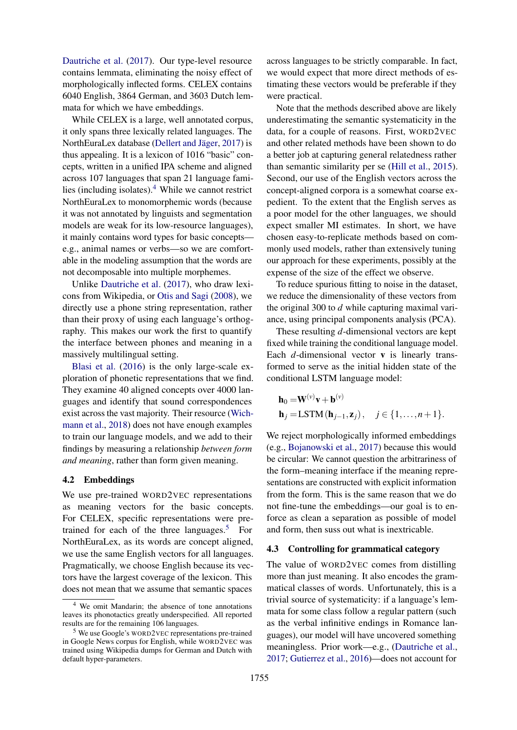Dautriche et al. (2017). Our type-level resource contains lemmata, eliminating the noisy effect of morphologically inflected forms. CELEX contains 6040 English, 3864 German, and 3603 Dutch lemmata for which we have embeddings.

While CELEX is a large, well annotated corpus, it only spans three lexically related languages. The NorthEuraLex database (Dellert and Jäger, 2017) is thus appealing. It is a lexicon of 1016 "basic" concepts, written in a unified IPA scheme and aligned across 107 languages that span 21 language families (including isolates).[4] While we cannot restrict NorthEuraLex to monomorphemic words (because it was not annotated by linguists and segmentation models are weak for its low-resource languages), it mainly contains word types for basic concepts—e.g., animal names or verbs—so we are comfortable in the modeling assumption that the words are not decomposable into multiple morphemes.

Unlike Dautriche et al. (2017), who draw lexicons from Wikipedia, or Otis and Sagi (2008), we directly use a phone string representation, rather than their proxy of using each language's orthography. This makes our work the first to quantify the interface between phones and meaning in a massively multilingual setting.

Blasi et al. (2016) is the only large-scale exploration of phonetic representations that we find. They examine 40 aligned concepts over 4000 languages and identify that sound correspondences exist across the vast majority. Their resource (Wichmann et al., 2018) does not have enough examples to train our language models, and we add to their findings by measuring a relationship *between form and meaning*, rather than form given meaning.

## 4.2 Embeddings

We use pre-trained WORD2VEC representations as meaning vectors for the basic concepts. For CELEX, specific representations were pre-trained for each of the three languages.[5] For NorthEuraLex, as its words are concept aligned, we use the same English vectors for all languages. Pragmatically, we choose English because its vectors have the largest coverage of the lexicon. This does not mean that we assume that semantic spaces across languages to be strictly comparable. In fact, we would expect that more direct methods of estimating these vectors would be preferable if they were practical.

Note that the methods described above are likely underestimating the semantic systematicity in the data, for a couple of reasons. First, WORD2VEC and other related methods have been shown to do a better job at capturing general relatedness rather than semantic similarity per se (Hill et al., 2015). Second, our use of the English vectors across the concept-aligned corpora is a somewhat coarse expedient. To the extent that the English serves as a poor model for the other languages, we should expect smaller MI estimates. In short, we have chosen easy-to-replicate methods based on commonly used models, rather than extensively tuning our approach for these experiments, possibly at the expense of the size of the effect we observe.

To reduce spurious fitting to noise in the dataset, we reduce the dimensionality of these vectors from the original 300 to $d$ while capturing maximal variance, using principal components analysis (PCA).

These resulting $d$-dimensional vectors are kept fixed while training the conditional language model. Each $d$-dimensional vector $\mathbf{v}$ is linearly transformed to serve as the initial hidden state of the conditional LSTM language model:

$$\mathbf{h}_0 = \mathbf{W}^{(v)}\mathbf{v} + \mathbf{b}^{(v)}$$
$$\mathbf{h}_j = \text{LSTM}\left(\mathbf{h}_{j-1}, \mathbf{z}_j\right), \quad j \in \{1, \ldots, n+1\}.$$

We reject morphologically informed embeddings (e.g., Bojanowski et al., 2017) because this would be circular: We cannot question the arbitrariness of the form–meaning interface if the meaning representations are constructed with explicit information from the form. This is the same reason that we do not fine-tune the embeddings—our goal is to enforce as clean a separation as possible of model and form, then suss out what is inextricable.

## 4.3 Controlling for grammatical category

The value of WORD2VEC comes from distilling more than just meaning. It also encodes the grammatical classes of words. Unfortunately, this is a trivial source of systematicity: if a language's lemmata for some class follow a regular pattern (such as the verbal infinitive endings in Romance languages), our model will have uncovered something meaningless. Prior work—e.g., (Dautriche et al., 2017; Gutierrez et al., 2016)—does not account for

[4] We omit Mandarin; the absence of tone annotations leaves its phonotactics greatly underspecified. All reported results are for the remaining 106 languages.

[5] We use Google's WORD2VEC representations pre-trained in Google News corpus for English, while WORD2VEC was trained using Wikipedia dumps for German and Dutch with default hyper-parameters.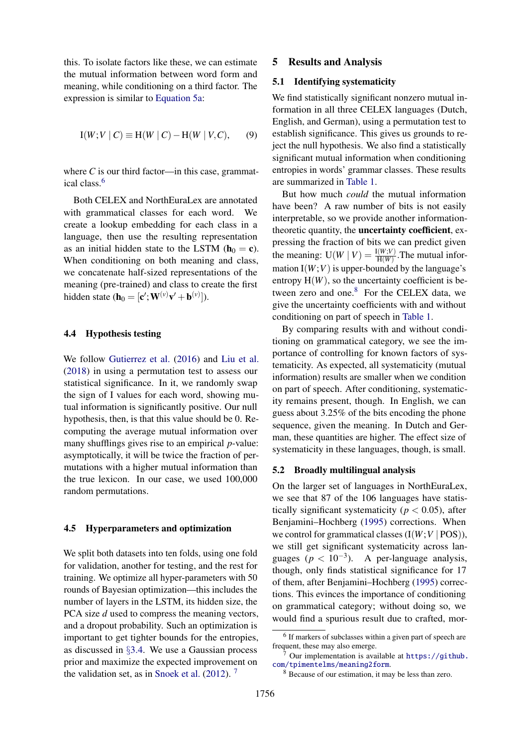this. To isolate factors like these, we can estimate the mutual information between word form and meaning, while conditioning on a third factor. The expression is similar to Equation 5a:

$$\mathrm{I}(W;V \mid C) \equiv \mathrm{H}(W \mid C) - \mathrm{H}(W \mid V, C), \tag{9}$$

where $C$ is our third factor—in this case, grammatical class.[6]

Both CELEX and NorthEuraLex are annotated with grammatical classes for each word. We create a lookup embedding for each class in a language, then use the resulting representation as an initial hidden state to the LSTM ($\mathbf{h}_0 = \mathbf{c}$). When conditioning on both meaning and class, we concatenate half-sized representations of the meaning (pre-trained) and class to create the first hidden state ($\mathbf{h}_0 = [\mathbf{c}'; \mathbf{W}^{(v)}\mathbf{v}' + \mathbf{b}^{(v)}]$).

### 4.4 Hypothesis testing

We follow Gutierrez et al. (2016) and Liu et al. (2018) in using a permutation test to assess our statistical significance. In it, we randomly swap the sign of I values for each word, showing mutual information is significantly positive. Our null hypothesis, then, is that this value should be 0. Recomputing the average mutual information over many shufflings gives rise to an empirical $p$-value: asymptotically, it will be twice the fraction of permutations with a higher mutual information than the true lexicon. In our case, we used 100,000 random permutations.

### 4.5 Hyperparameters and optimization

We split both datasets into ten folds, using one fold for validation, another for testing, and the rest for training. We optimize all hyper-parameters with 50 rounds of Bayesian optimization—this includes the number of layers in the LSTM, its hidden size, the PCA size $d$ used to compress the meaning vectors, and a dropout probability. Such an optimization is important to get tighter bounds for the entropies, as discussed in §3.4. We use a Gaussian process prior and maximize the expected improvement on the validation set, as in Snoek et al. (2012).[7]

## 5 Results and Analysis

### 5.1 Identifying systematicity

We find statistically significant nonzero mutual information in all three CELEX languages (Dutch, English, and German), using a permutation test to establish significance. This gives us grounds to reject the null hypothesis. We also find a statistically significant mutual information when conditioning entropies in words' grammar classes. These results are summarized in Table 1.

But how much *could* the mutual information have been? A raw number of bits is not easily interpretable, so we provide another information-theoretic quantity, the **uncertainty coefficient**, expressing the fraction of bits we can predict given the meaning: $\mathrm{U}(W \mid V) = \frac{\mathrm{I}(W;V)}{\mathrm{H}(W)}$. The mutual information $\mathrm{I}(W;V)$ is upper-bounded by the language's entropy $\mathrm{H}(W)$, so the uncertainty coefficient is between zero and one.[8] For the CELEX data, we give the uncertainty coefficients with and without conditioning on part of speech in Table 1.

By comparing results with and without conditioning on grammatical category, we see the importance of controlling for known factors of systematicity. As expected, all systematicity (mutual information) results are smaller when we condition on part of speech. After conditioning, systematicity remains present, though. In English, we can guess about 3.25% of the bits encoding the phone sequence, given the meaning. In Dutch and German, these quantities are higher. The effect size of systematicity in these languages, though, is small.

### 5.2 Broadly multilingual analysis

On the larger set of languages in NorthEuraLex, we see that 87 of the 106 languages have statistically significant systematicity ($p < 0.05$), after Benjamini–Hochberg (1995) corrections. When we control for grammatical classes ($\mathrm{I}(W;V \mid \mathrm{POS})$), we still get significant systematicity across languages ($p < 10^{-3}$). A per-language analysis, though, only finds statistical significance for 17 of them, after Benjamini–Hochberg (1995) corrections. This evinces the importance of conditioning on grammatical category; without doing so, we would find a spurious result due to crafted, mor-

[6] If markers of subclasses within a given part of speech are frequent, these may also emerge.

[7] Our implementation is available at https://github.com/tpimentelms/meaning2form.

[8] Because of our estimation, it may be less than zero.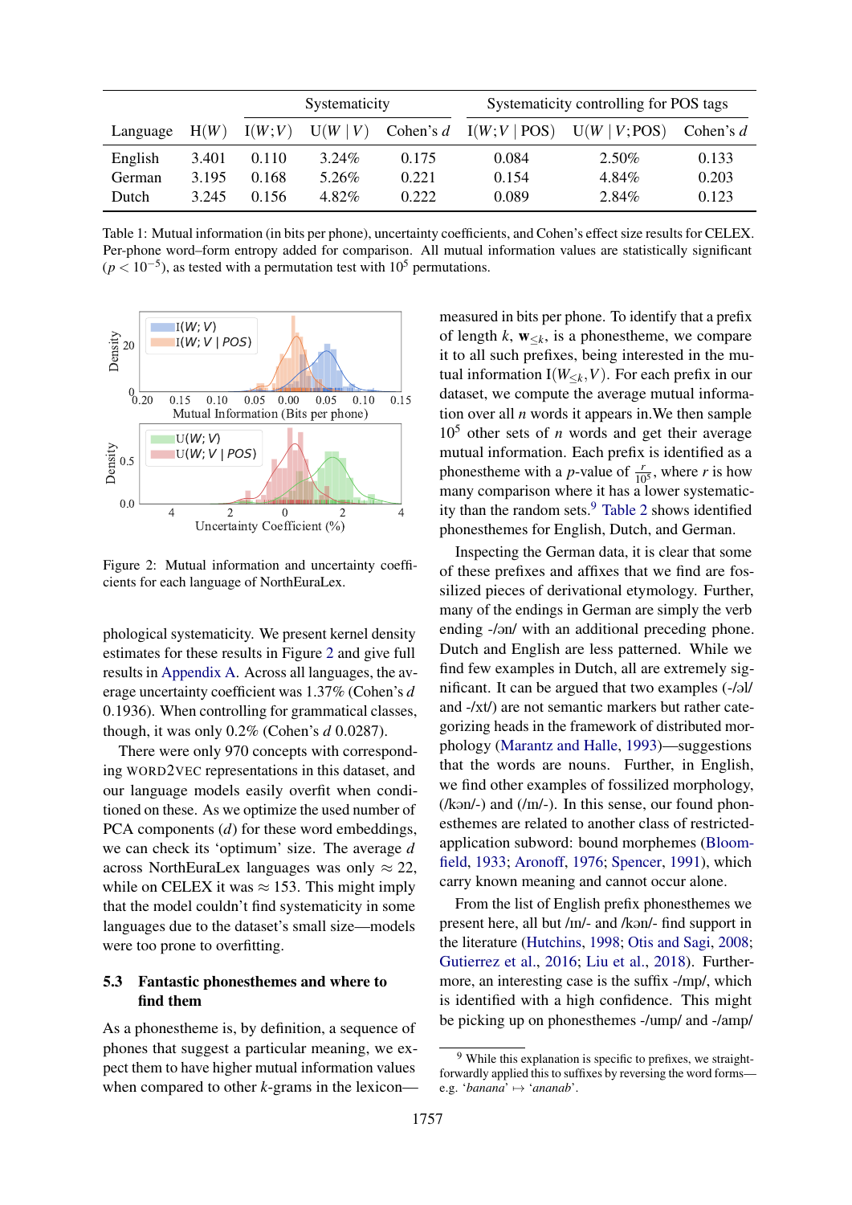| Language | H(W) | Systematicity | | | Systematicity controlling for POS tags | | |
|---|---|---|---|---|---|---|---|
| | | $I(W;V)$ | $U(W \mid V)$ | Cohen's $d$ | $I(W;V \mid POS)$ | $U(W \mid V;POS)$ | Cohen's $d$ |
| English | 3.401 | 0.110 | 3.24% | 0.175 | 0.084 | 2.50% | 0.133 |
| German | 3.195 | 0.168 | 5.26% | 0.221 | 0.154 | 4.84% | 0.203 |
| Dutch | 3.245 | 0.156 | 4.82% | 0.222 | 0.089 | 2.84% | 0.123 |

Table 1: Mutual information (in bits per phone), uncertainty coefficients, and Cohen's effect size results for CELEX. Per-phone word–form entropy added for comparison. All mutual information values are statistically significant ($p < 10^{-5}$), as tested with a permutation test with $10^5$ permutations.

Figure 2: Mutual information and uncertainty coefficients for each language of NorthEuraLex.

phological systematicity. We present kernel density estimates for these results in Figure 2 and give full results in Appendix A. Across all languages, the average uncertainty coefficient was 1.37% (Cohen's $d$ 0.1936). When controlling for grammatical classes, though, it was only 0.2% (Cohen's $d$ 0.0287).

There were only 970 concepts with corresponding WORD2VEC representations in this dataset, and our language models easily overfit when conditioned on these. As we optimize the used number of PCA components ($d$) for these word embeddings, we can check its 'optimum' size. The average $d$ across NorthEuraLex languages was only $\approx 22$, while on CELEX it was $\approx 153$. This might imply that the model couldn't find systematicity in some languages due to the dataset's small size—models were too prone to overfitting.

### 5.3 Fantastic phonesthemes and where to find them

As a phonestheme is, by definition, a sequence of phones that suggest a particular meaning, we expect them to have higher mutual information values when compared to other $k$-grams in the lexicon—measured in bits per phone. To identify that a prefix of length $k$, $\mathbf{w}_{\leq k}$, is a phonestheme, we compare it to all such prefixes, being interested in the mutual information $I(W_{\leq k}, V)$. For each prefix in our dataset, we compute the average mutual information over all $n$ words it appears in.We then sample $10^5$ other sets of $n$ words and get their average mutual information. Each prefix is identified as a phonestheme with a $p$-value of $\frac{r}{10^5}$, where $r$ is how many comparison where it has a lower systematicity than the random sets.[9] Table 2 shows identified phonesthemes for English, Dutch, and German.

Inspecting the German data, it is clear that some of these prefixes and affixes that we find are fossilized pieces of derivational etymology. Further, many of the endings in German are simply the verb ending -/ən/ with an additional preceding phone. Dutch and English are less patterned. While we find few examples in Dutch, all are extremely significant. It can be argued that two examples (-/əl/ and -/xt/) are not semantic markers but rather categorizing heads in the framework of distributed morphology (Marantz and Halle, 1993)—suggestions that the words are nouns. Further, in English, we find other examples of fossilized morphology, (/kən/-) and (/ɪn/-). In this sense, our found phonesthemes are related to another class of restricted-application subword: bound morphemes (Bloomfield, 1933; Aronoff, 1976; Spencer, 1991), which carry known meaning and cannot occur alone.

From the list of English prefix phonesthemes we present here, all but /ɪn/- and /kən/- find support in the literature (Hutchins, 1998; Otis and Sagi, 2008; Gutierrez et al., 2016; Liu et al., 2018). Furthermore, an interesting case is the suffix -/mp/, which is identified with a high confidence. This might be picking up on phonesthemes -/ump/ and -/amp/

[9] While this explanation is specific to prefixes, we straightforwardly applied this to suffixes by reversing the word forms—e.g. '*banana*' ↦ '*ananab*'.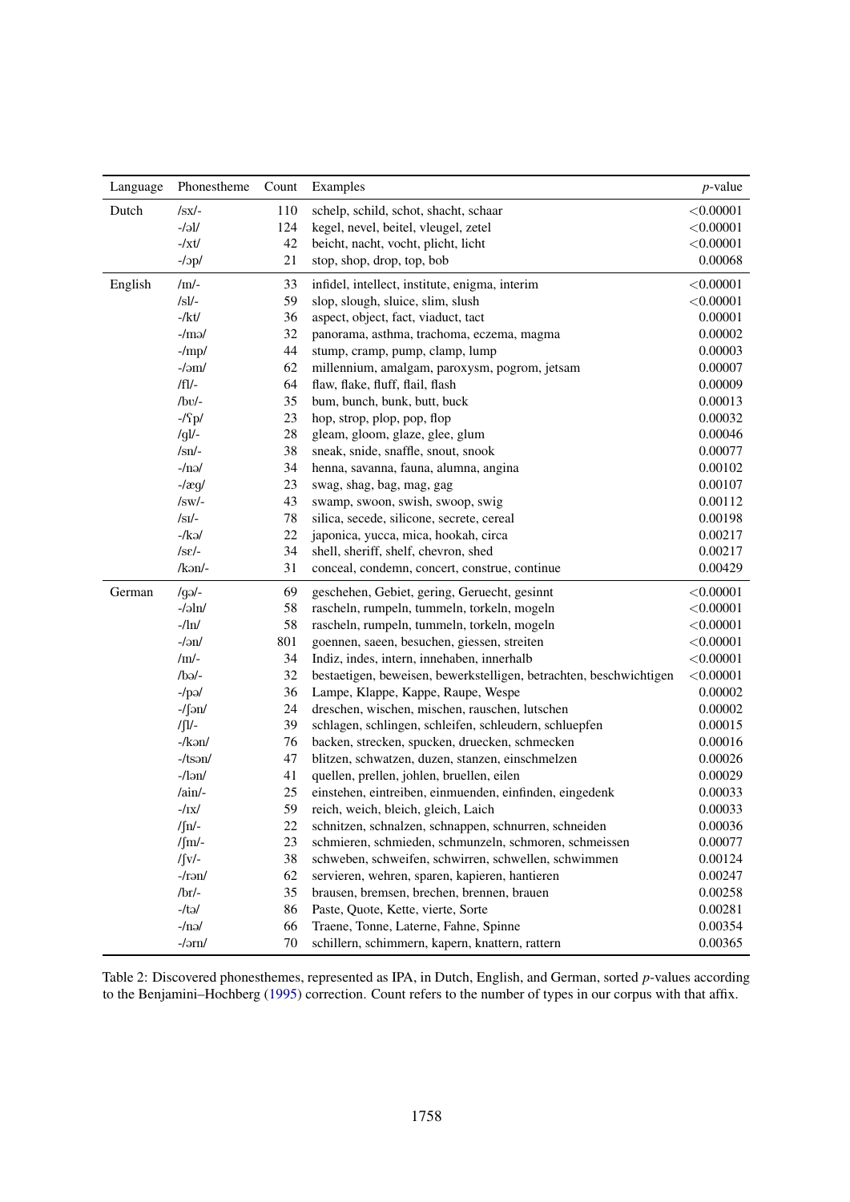| Language | Phonestheme | Count | Examples | *p*-value |
|---|---|---|---|---|
| Dutch | /sx/- | 110 | schelp, schild, schot, shacht, schaar | <0.00001 |
| | -/əl/ | 124 | kegel, nevel, beitel, vleugel, zetel | <0.00001 |
| | -/xt/ | 42 | beicht, nacht, vocht, plicht, licht | <0.00001 |
| | -/ɔp/ | 21 | stop, shop, drop, top, bob | 0.00068 |
| English | /ɪn/- | 33 | infidel, intellect, institute, enigma, interim | <0.00001 |
| | /sl/- | 59 | slop, slough, sluice, slim, slush | <0.00001 |
| | -/kt/ | 36 | aspect, object, fact, viaduct, tact | 0.00001 |
| | -/mə/ | 32 | panorama, asthma, trachoma, eczema, magma | 0.00002 |
| | -/mp/ | 44 | stump, cramp, pump, clamp, lump | 0.00003 |
| | -/əm/ | 62 | millennium, amalgam, paroxysm, pogrom, jetsam | 0.00007 |
| | /fl/- | 64 | flaw, flake, fluff, flail, flash | 0.00009 |
| | /bʊ/- | 35 | bum, bunch, bunk, butt, buck | 0.00013 |
| | -/ʕp/ | 23 | hop, strop, plop, pop, flop | 0.00032 |
| | /gl/- | 28 | gleam, gloom, glaze, glee, glum | 0.00046 |
| | /sn/- | 38 | sneak, snide, snaffle, snout, snook | 0.00077 |
| | -/nə/ | 34 | henna, savanna, fauna, alumna, angina | 0.00102 |
| | -/æg/ | 23 | swag, shag, bag, mag, gag | 0.00107 |
| | /sw/- | 43 | swamp, swoon, swish, swoop, swig | 0.00112 |
| | /sɪ/- | 78 | silica, secede, silicone, secrete, cereal | 0.00198 |
| | -/kə/ | 22 | japonica, yucca, mica, hookah, circa | 0.00217 |
| | /sɛ/- | 34 | shell, sheriff, shelf, chevron, shed | 0.00217 |
| | /kən/- | 31 | conceal, condemn, concert, construe, continue | 0.00429 |
| German | /gə/- | 69 | geschehen, Gebiet, gering, Geruecht, gesinnt | <0.00001 |
| | -/əln/ | 58 | rascheln, rumpeln, tummeln, torkeln, mogeln | <0.00001 |
| | -/ln/ | 58 | rascheln, rumpeln, tummeln, torkeln, mogeln | <0.00001 |
| | -/ən/ | 801 | goennen, saeen, besuchen, giessen, streiten | <0.00001 |
| | /ɪn/- | 34 | Indiz, indes, intern, innehaben, innerhalb | <0.00001 |
| | /bə/- | 32 | bestaetigen, beweisen, bewerkstelligen, betrachten, beschwichtigen | <0.00001 |
| | -/pə/ | 36 | Lampe, Klappe, Kappe, Raupe, Wespe | 0.00002 |
| | -/ʃən/ | 24 | dreschen, wischen, mischen, rauschen, lutschen | 0.00002 |
| | /ʃl/- | 39 | schlagen, schlingen, schleifen, schleudern, schluepfen | 0.00015 |
| | -/kən/ | 76 | backen, strecken, spucken, druecken, schmecken | 0.00016 |
| | -/tsən/ | 47 | blitzen, schwatzen, duzen, stanzen, einschmelzen | 0.00026 |
| | -/lən/ | 41 | quellen, prellen, johlen, bruellen, eilen | 0.00029 |
| | /ain/- | 25 | einstehen, eintreiben, einmuenden, einfinden, eingedenk | 0.00033 |
| | -/ɪx/ | 59 | reich, weich, bleich, gleich, Laich | 0.00033 |
| | /ʃn/- | 22 | schnitzen, schnalzen, schnappen, schnurren, schneiden | 0.00036 |
| | /ʃm/- | 23 | schmieren, schmieden, schmunzeln, schmoren, schmeissen | 0.00077 |
| | /ʃv/- | 38 | schweben, schweifen, schwirren, schwellen, schwimmen | 0.00124 |
| | -/rən/ | 62 | servieren, wehren, sparen, kapieren, hantieren | 0.00247 |
| | /br/- | 35 | brausen, bremsen, brechen, brennen, brauen | 0.00258 |
| | -/tə/ | 86 | Paste, Quote, Kette, vierte, Sorte | 0.00281 |
| | -/nə/ | 66 | Traene, Tonne, Laterne, Fahne, Spinne | 0.00354 |
| | -/ərn/ | 70 | schillern, schimmern, kapern, knattern, rattern | 0.00365 |

Table 2: Discovered phonesthemes, represented as IPA, in Dutch, English, and German, sorted *p*-values according to the Benjamini–Hochberg (1995) correction. Count refers to the number of types in our corpus with that affix.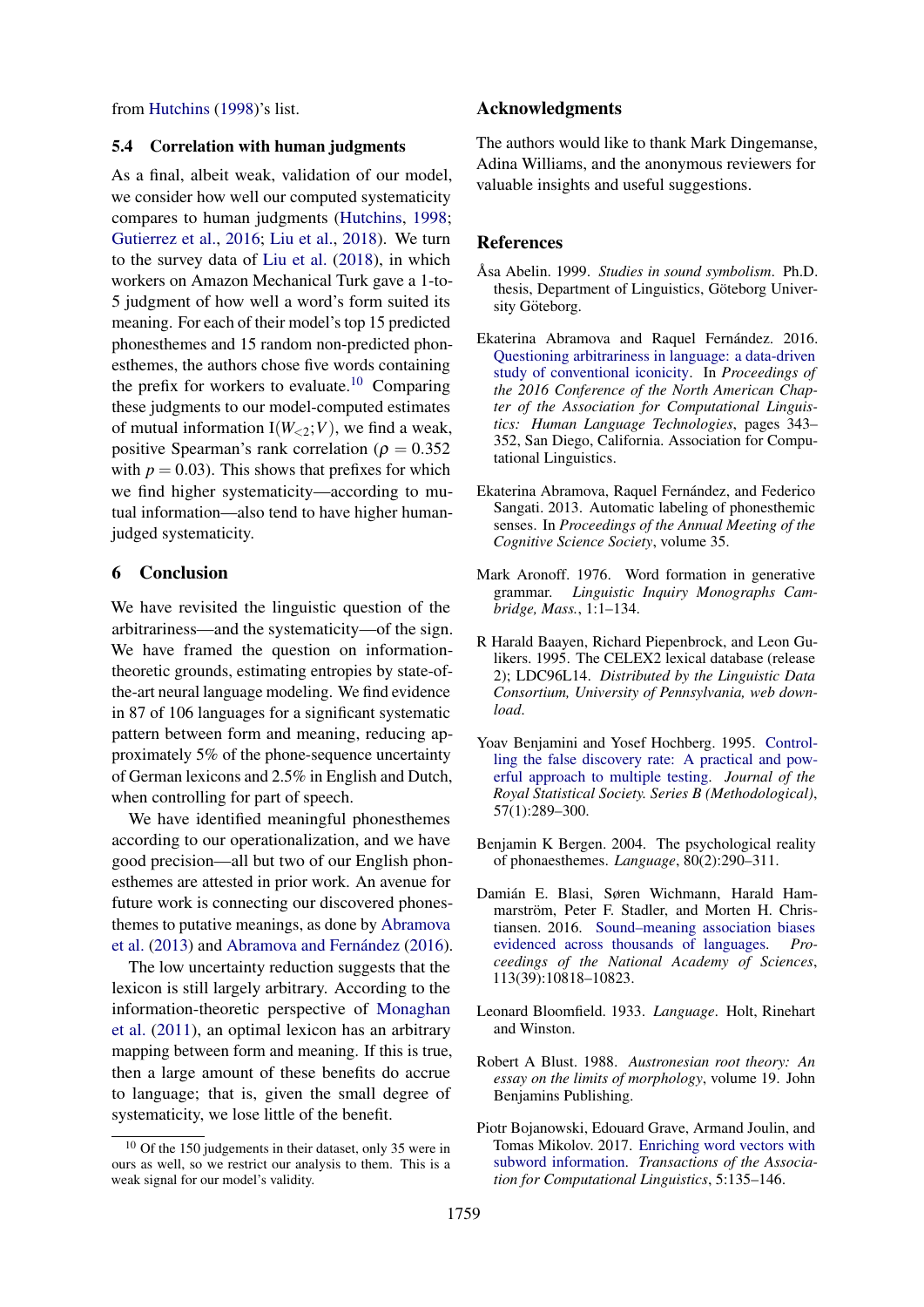from Hutchins (1998)'s list.

### 5.4 Correlation with human judgments

As a final, albeit weak, validation of our model, we consider how well our computed systematicity compares to human judgments (Hutchins, 1998; Gutierrez et al., 2016; Liu et al., 2018). We turn to the survey data of Liu et al. (2018), in which workers on Amazon Mechanical Turk gave a 1-to-5 judgment of how well a word's form suited its meaning. For each of their model's top 15 predicted phonesthemes and 15 random non-predicted phonesthemes, the authors chose five words containing the prefix for workers to evaluate.[10] Comparing these judgments to our model-computed estimates of mutual information $\mathrm{I}(W_{<2};V)$, we find a weak, positive Spearman's rank correlation ($\rho = 0.352$ with $p = 0.03$). This shows that prefixes for which we find higher systematicity—according to mutual information—also tend to have higher human-judged systematicity.

## 6 Conclusion

We have revisited the linguistic question of the arbitrariness—and the systematicity—of the sign. We have framed the question on information-theoretic grounds, estimating entropies by state-of-the-art neural language modeling. We find evidence in 87 of 106 languages for a significant systematic pattern between form and meaning, reducing approximately 5% of the phone-sequence uncertainty of German lexicons and 2.5% in English and Dutch, when controlling for part of speech.

We have identified meaningful phonesthemes according to our operationalization, and we have good precision—all but two of our English phonesthemes are attested in prior work. An avenue for future work is connecting our discovered phonesthemes to putative meanings, as done by Abramova et al. (2013) and Abramova and Fernández (2016).

The low uncertainty reduction suggests that the lexicon is still largely arbitrary. According to the information-theoretic perspective of Monaghan et al. (2011), an optimal lexicon has an arbitrary mapping between form and meaning. If this is true, then a large amount of these benefits do accrue to language; that is, given the small degree of systematicity, we lose little of the benefit.

[10] Of the 150 judgements in their dataset, only 35 were in ours as well, so we restrict our analysis to them. This is a weak signal for our model's validity.

## Acknowledgments

The authors would like to thank Mark Dingemanse, Adina Williams, and the anonymous reviewers for valuable insights and useful suggestions.

## References

Åsa Abelin. 1999. *Studies in sound symbolism*. Ph.D. thesis, Department of Linguistics, Göteborg University Göteborg.

Ekaterina Abramova and Raquel Fernández. 2016. Questioning arbitrariness in language: a data-driven study of conventional iconicity. In *Proceedings of the 2016 Conference of the North American Chapter of the Association for Computational Linguistics: Human Language Technologies*, pages 343–352, San Diego, California. Association for Computational Linguistics.

Ekaterina Abramova, Raquel Fernández, and Federico Sangati. 2013. Automatic labeling of phonesthemic senses. In *Proceedings of the Annual Meeting of the Cognitive Science Society*, volume 35.

Mark Aronoff. 1976. Word formation in generative grammar. *Linguistic Inquiry Monographs Cambridge, Mass.*, 1:1–134.

R Harald Baayen, Richard Piepenbrock, and Leon Gulikers. 1995. The CELEX2 lexical database (release 2); LDC96L14. *Distributed by the Linguistic Data Consortium, University of Pennsylvania, web download*.

Yoav Benjamini and Yosef Hochberg. 1995. Controlling the false discovery rate: A practical and powerful approach to multiple testing. *Journal of the Royal Statistical Society. Series B (Methodological)*, 57(1):289–300.

Benjamin K Bergen. 2004. The psychological reality of phonaesthemes. *Language*, 80(2):290–311.

Damián E. Blasi, Søren Wichmann, Harald Hammarström, Peter F. Stadler, and Morten H. Christiansen. 2016. Sound–meaning association biases evidenced across thousands of languages. *Proceedings of the National Academy of Sciences*, 113(39):10818–10823.

Leonard Bloomfield. 1933. *Language*. Holt, Rinehart and Winston.

Robert A Blust. 1988. *Austronesian root theory: An essay on the limits of morphology*, volume 19. John Benjamins Publishing.

Piotr Bojanowski, Edouard Grave, Armand Joulin, and Tomas Mikolov. 2017. Enriching word vectors with subword information. *Transactions of the Association for Computational Linguistics*, 5:135–146.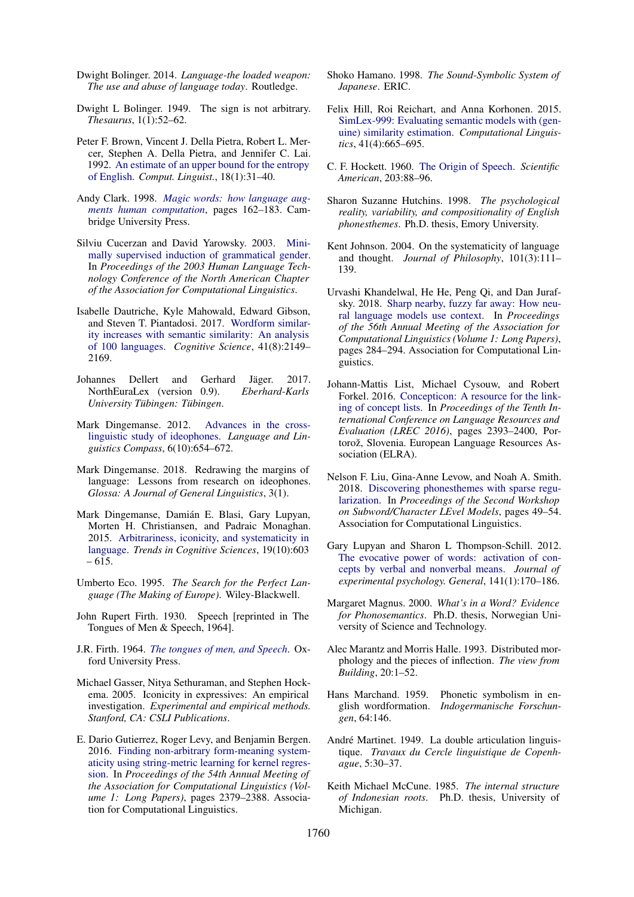Dwight Bolinger. 2014. *Language-the loaded weapon: The use and abuse of language today*. Routledge.

Dwight L Bolinger. 1949. The sign is not arbitrary. *Thesaurus*, 1(1):52–62.

Peter F. Brown, Vincent J. Della Pietra, Robert L. Mercer, Stephen A. Della Pietra, and Jennifer C. Lai. 1992. An estimate of an upper bound for the entropy of English. *Comput. Linguist.*, 18(1):31–40.

Andy Clark. 1998. *Magic words: how language augments human computation*, pages 162–183. Cambridge University Press.

Silviu Cucerzan and David Yarowsky. 2003. Minimally supervised induction of grammatical gender. In *Proceedings of the 2003 Human Language Technology Conference of the North American Chapter of the Association for Computational Linguistics*.

Isabelle Dautriche, Kyle Mahowald, Edward Gibson, and Steven T. Piantadosi. 2017. Wordform similarity increases with semantic similarity: An analysis of 100 languages. *Cognitive Science*, 41(8):2149–2169.

Johannes Dellert and Gerhard Jäger. 2017. NorthEuraLex (version 0.9). *Eberhard-Karls University Tübingen: Tübingen*.

Mark Dingemanse. 2012. Advances in the cross-linguistic study of ideophones. *Language and Linguistics Compass*, 6(10):654–672.

Mark Dingemanse. 2018. Redrawing the margins of language: Lessons from research on ideophones. *Glossa: A Journal of General Linguistics*, 3(1).

Mark Dingemanse, Damián E. Blasi, Gary Lupyan, Morten H. Christiansen, and Padraic Monaghan. 2015. Arbitrariness, iconicity, and systematicity in language. *Trends in Cognitive Sciences*, 19(10):603 – 615.

Umberto Eco. 1995. *The Search for the Perfect Language (The Making of Europe)*. Wiley-Blackwell.

John Rupert Firth. 1930. Speech [reprinted in The Tongues of Men & Speech, 1964].

J.R. Firth. 1964. *The tongues of men, and Speech*. Oxford University Press.

Michael Gasser, Nitya Sethuraman, and Stephen Hockema. 2005. Iconicity in expressives: An empirical investigation. *Experimental and empirical methods. Stanford, CA: CSLI Publications*.

E. Dario Gutierrez, Roger Levy, and Benjamin Bergen. 2016. Finding non-arbitrary form-meaning systematicity using string-metric learning for kernel regression. In *Proceedings of the 54th Annual Meeting of the Association for Computational Linguistics (Volume 1: Long Papers)*, pages 2379–2388. Association for Computational Linguistics.

Shoko Hamano. 1998. *The Sound-Symbolic System of Japanese*. ERIC.

Felix Hill, Roi Reichart, and Anna Korhonen. 2015. SimLex-999: Evaluating semantic models with (genuine) similarity estimation. *Computational Linguistics*, 41(4):665–695.

C. F. Hockett. 1960. The Origin of Speech. *Scientific American*, 203:88–96.

Sharon Suzanne Hutchins. 1998. *The psychological reality, variability, and compositionality of English phonesthemes*. Ph.D. thesis, Emory University.

Kent Johnson. 2004. On the systematicity of language and thought. *Journal of Philosophy*, 101(3):111–139.

Urvashi Khandelwal, He He, Peng Qi, and Dan Jurafsky. 2018. Sharp nearby, fuzzy far away: How neural language models use context. In *Proceedings of the 56th Annual Meeting of the Association for Computational Linguistics (Volume 1: Long Papers)*, pages 284–294. Association for Computational Linguistics.

Johann-Mattis List, Michael Cysouw, and Robert Forkel. 2016. Concepticon: A resource for the linking of concept lists. In *Proceedings of the Tenth International Conference on Language Resources and Evaluation (LREC 2016)*, pages 2393–2400, Portorož, Slovenia. European Language Resources Association (ELRA).

Nelson F. Liu, Gina-Anne Levow, and Noah A. Smith. 2018. Discovering phonesthemes with sparse regularization. In *Proceedings of the Second Workshop on Subword/Character LEvel Models*, pages 49–54. Association for Computational Linguistics.

Gary Lupyan and Sharon L Thompson-Schill. 2012. The evocative power of words: activation of concepts by verbal and nonverbal means. *Journal of experimental psychology. General*, 141(1):170–186.

Margaret Magnus. 2000. *What's in a Word? Evidence for Phonosemantics*. Ph.D. thesis, Norwegian University of Science and Technology.

Alec Marantz and Morris Halle. 1993. Distributed morphology and the pieces of inflection. *The view from Building*, 20:1–52.

Hans Marchand. 1959. Phonetic symbolism in english wordformation. *Indogermanische Forschungen*, 64:146.

André Martinet. 1949. La double articulation linguistique. *Travaux du Cercle linguistique de Copenhague*, 5:30–37.

Keith Michael McCune. 1985. *The internal structure of Indonesian roots*. Ph.D. thesis, University of Michigan.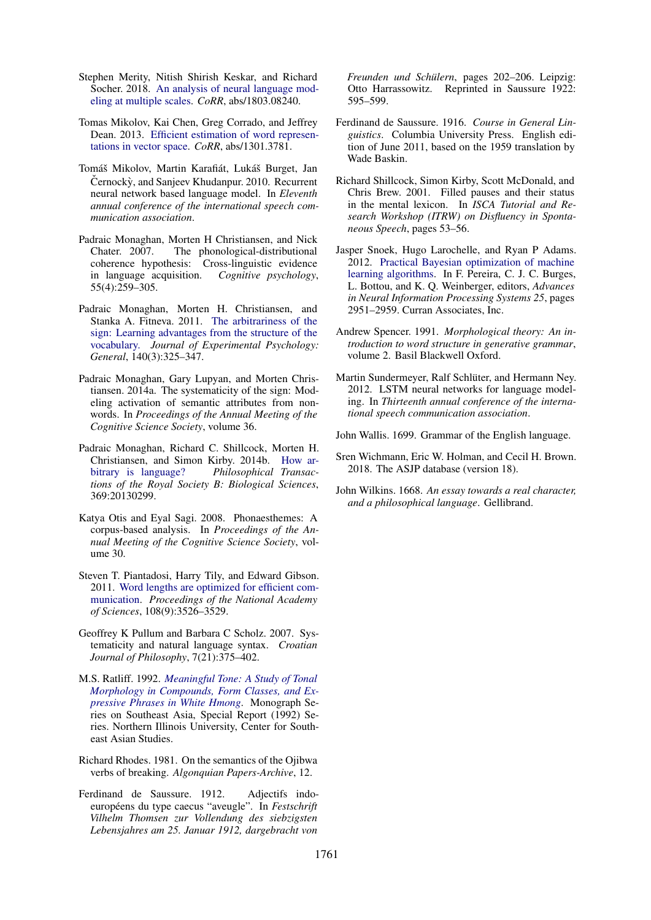Stephen Merity, Nitish Shirish Keskar, and Richard Socher. 2018. An analysis of neural language modeling at multiple scales. *CoRR*, abs/1803.08240.

Tomas Mikolov, Kai Chen, Greg Corrado, and Jeffrey Dean. 2013. Efficient estimation of word representations in vector space. *CoRR*, abs/1301.3781.

Tomáš Mikolov, Martin Karafiát, Lukáš Burget, Jan Černockỳ, and Sanjeev Khudanpur. 2010. Recurrent neural network based language model. In *Eleventh annual conference of the international speech communication association*.

Padraic Monaghan, Morten H Christiansen, and Nick Chater. 2007. The phonological-distributional coherence hypothesis: Cross-linguistic evidence in language acquisition. *Cognitive psychology*, 55(4):259–305.

Padraic Monaghan, Morten H. Christiansen, and Stanka A. Fitneva. 2011. The arbitrariness of the sign: Learning advantages from the structure of the vocabulary. *Journal of Experimental Psychology: General*, 140(3):325–347.

Padraic Monaghan, Gary Lupyan, and Morten Christiansen. 2014a. The systematicity of the sign: Modeling activation of semantic attributes from nonwords. In *Proceedings of the Annual Meeting of the Cognitive Science Society*, volume 36.

Padraic Monaghan, Richard C. Shillcock, Morten H. Christiansen, and Simon Kirby. 2014b. How arbitrary is language? *Philosophical Transactions of the Royal Society B: Biological Sciences*, 369:20130299.

Katya Otis and Eyal Sagi. 2008. Phonaesthemes: A corpus-based analysis. In *Proceedings of the Annual Meeting of the Cognitive Science Society*, volume 30.

Steven T. Piantadosi, Harry Tily, and Edward Gibson. 2011. Word lengths are optimized for efficient communication. *Proceedings of the National Academy of Sciences*, 108(9):3526–3529.

Geoffrey K Pullum and Barbara C Scholz. 2007. Systematicity and natural language syntax. *Croatian Journal of Philosophy*, 7(21):375–402.

M.S. Ratliff. 1992. *Meaningful Tone: A Study of Tonal Morphology in Compounds, Form Classes, and Expressive Phrases in White Hmong*. Monograph Series on Southeast Asia, Special Report (1992) Series. Northern Illinois University, Center for Southeast Asian Studies.

Richard Rhodes. 1981. On the semantics of the Ojibwa verbs of breaking. *Algonquian Papers-Archive*, 12.

Ferdinand de Saussure. 1912. Adjectifs indo-européens du type caecus "aveugle". In *Festschrift Vilhelm Thomsen zur Vollendung des siebzigsten Lebensjahres am 25. Januar 1912, dargebracht von Freunden und Schülern*, pages 202–206. Leipzig: Otto Harrassowitz. Reprinted in Saussure 1922: 595–599.

Ferdinand de Saussure. 1916. *Course in General Linguistics*. Columbia University Press. English edition of June 2011, based on the 1959 translation by Wade Baskin.

Richard Shillcock, Simon Kirby, Scott McDonald, and Chris Brew. 2001. Filled pauses and their status in the mental lexicon. In *ISCA Tutorial and Research Workshop (ITRW) on Disfluency in Spontaneous Speech*, pages 53–56.

Jasper Snoek, Hugo Larochelle, and Ryan P Adams. 2012. Practical Bayesian optimization of machine learning algorithms. In F. Pereira, C. J. C. Burges, L. Bottou, and K. Q. Weinberger, editors, *Advances in Neural Information Processing Systems 25*, pages 2951–2959. Curran Associates, Inc.

Andrew Spencer. 1991. *Morphological theory: An introduction to word structure in generative grammar*, volume 2. Basil Blackwell Oxford.

Martin Sundermeyer, Ralf Schlüter, and Hermann Ney. 2012. LSTM neural networks for language modeling. In *Thirteenth annual conference of the international speech communication association*.

John Wallis. 1699. Grammar of the English language.

Sren Wichmann, Eric W. Holman, and Cecil H. Brown. 2018. The ASJP database (version 18).

John Wilkins. 1668. *An essay towards a real character, and a philosophical language*. Gellibrand.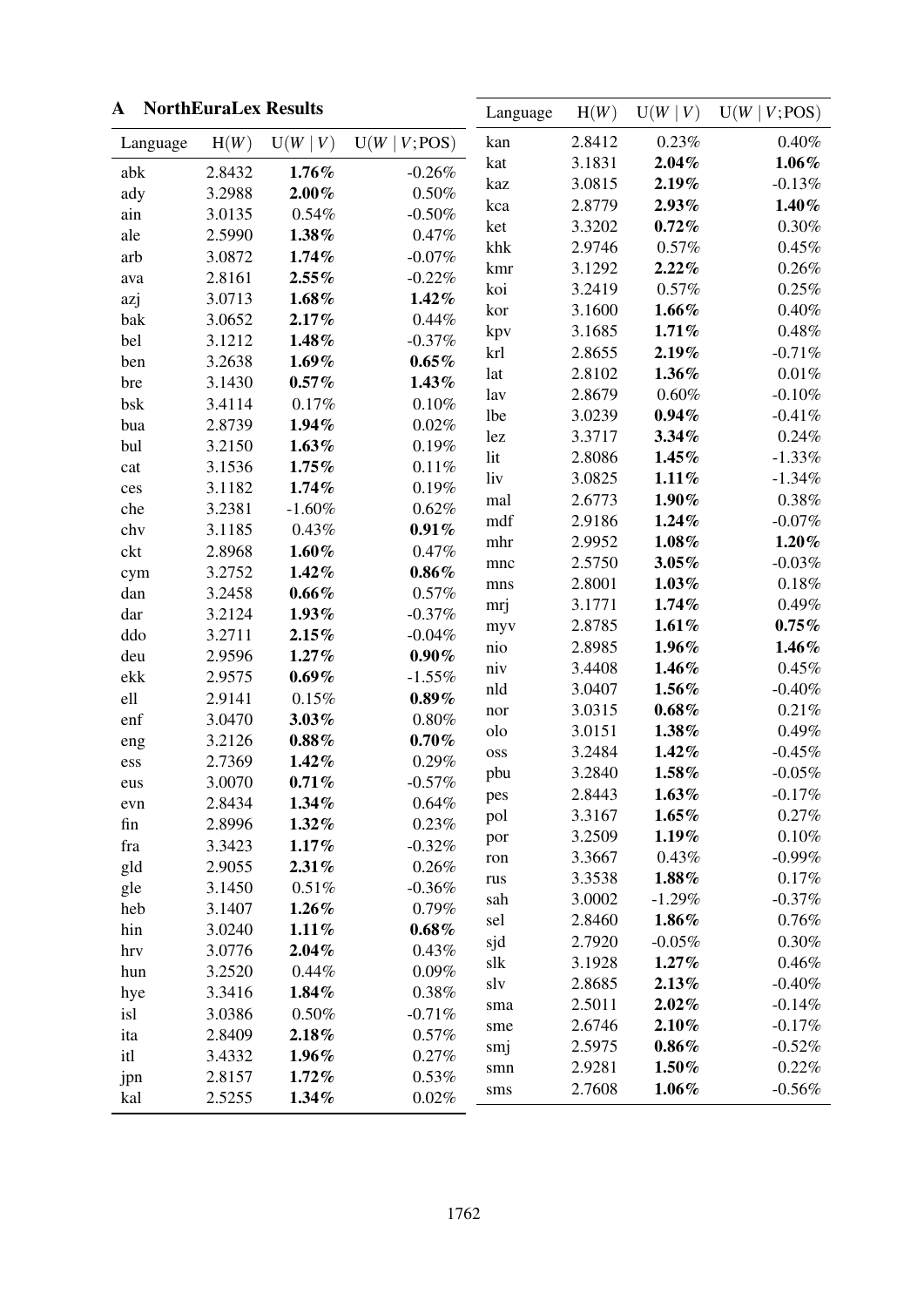## A NorthEuraLex Results

| Language | H(W) | U(W \| V) | U(W \| V;POS) |
|---|---|---|---|
| abk | 2.8432 | **1.76%** | -0.26% |
| ady | 3.2988 | **2.00%** | 0.50% |
| ain | 3.0135 | 0.54% | -0.50% |
| ale | 2.5990 | **1.38%** | 0.47% |
| arb | 3.0872 | **1.74%** | -0.07% |
| ava | 2.8161 | **2.55%** | -0.22% |
| azj | 3.0713 | **1.68%** | **1.42%** |
| bak | 3.0652 | **2.17%** | 0.44% |
| bel | 3.1212 | **1.48%** | -0.37% |
| ben | 3.2638 | **1.69%** | **0.65%** |
| bre | 3.1430 | **0.57%** | **1.43%** |
| bsk | 3.4114 | 0.17% | 0.10% |
| bua | 2.8739 | **1.94%** | 0.02% |
| bul | 3.2150 | **1.63%** | 0.19% |
| cat | 3.1536 | **1.75%** | 0.11% |
| ces | 3.1182 | **1.74%** | 0.19% |
| che | 3.2381 | -1.60% | 0.62% |
| chv | 3.1185 | 0.43% | **0.91%** |
| ckt | 2.8968 | **1.60%** | 0.47% |
| cym | 3.2752 | **1.42%** | **0.86%** |
| dan | 3.2458 | **0.66%** | 0.57% |
| dar | 3.2124 | **1.93%** | -0.37% |
| ddo | 3.2711 | **2.15%** | -0.04% |
| deu | 2.9596 | **1.27%** | **0.90%** |
| ekk | 2.9575 | **0.69%** | -1.55% |
| ell | 2.9141 | 0.15% | **0.89%** |
| enf | 3.0470 | **3.03%** | 0.80% |
| eng | 3.2126 | **0.88%** | **0.70%** |
| ess | 2.7369 | **1.42%** | 0.29% |
| eus | 3.0070 | **0.71%** | -0.57% |
| evn | 2.8434 | **1.34%** | 0.64% |
| fin | 2.8996 | **1.32%** | 0.23% |
| fra | 3.3423 | **1.17%** | -0.32% |
| gld | 2.9055 | **2.31%** | 0.26% |
| gle | 3.1450 | 0.51% | -0.36% |
| heb | 3.1407 | **1.26%** | 0.79% |
| hin | 3.0240 | **1.11%** | **0.68%** |
| hrv | 3.0776 | **2.04%** | 0.43% |
| hun | 3.2520 | 0.44% | 0.09% |
| hye | 3.3416 | **1.84%** | 0.38% |
| isl | 3.0386 | 0.50% | -0.71% |
| ita | 2.8409 | **2.18%** | 0.57% |
| itl | 3.4332 | **1.96%** | 0.27% |
| jpn | 2.8157 | **1.72%** | 0.53% |
| kal | 2.5255 | **1.34%** | 0.02% |
| kan | 2.8412 | 0.23% | 0.40% |
| kat | 3.1831 | **2.04%** | **1.06%** |
| kaz | 3.0815 | **2.19%** | -0.13% |
| kca | 2.8779 | **2.93%** | **1.40%** |
| ket | 3.3202 | **0.72%** | 0.30% |
| khk | 2.9746 | 0.57% | 0.45% |
| kmr | 3.1292 | **2.22%** | 0.26% |
| koi | 3.2419 | 0.57% | 0.25% |
| kor | 3.1600 | **1.66%** | 0.40% |
| kpv | 3.1685 | **1.71%** | 0.48% |
| krl | 2.8655 | **2.19%** | -0.71% |
| lat | 2.8102 | **1.36%** | 0.01% |
| lav | 2.8679 | 0.60% | -0.10% |
| lbe | 3.0239 | **0.94%** | -0.41% |
| lez | 3.3717 | **3.34%** | 0.24% |
| lit | 2.8086 | **1.45%** | -1.33% |
| liv | 3.0825 | **1.11%** | -1.34% |
| mal | 2.6773 | **1.90%** | 0.38% |
| mdf | 2.9186 | **1.24%** | -0.07% |
| mhr | 2.9952 | **1.08%** | **1.20%** |
| mnc | 2.5750 | **3.05%** | -0.03% |
| mns | 2.8001 | **1.03%** | 0.18% |
| mrj | 3.1771 | **1.74%** | 0.49% |
| myv | 2.8785 | **1.61%** | **0.75%** |
| nio | 2.8985 | **1.96%** | **1.46%** |
| niv | 3.4408 | **1.46%** | 0.45% |
| nld | 3.0407 | **1.56%** | -0.40% |
| nor | 3.0315 | **0.68%** | 0.21% |
| olo | 3.0151 | **1.38%** | 0.49% |
| oss | 3.2484 | **1.42%** | -0.45% |
| pbu | 3.2840 | **1.58%** | -0.05% |
| pes | 2.8443 | **1.63%** | -0.17% |
| pol | 3.3167 | **1.65%** | 0.27% |
| por | 3.2509 | **1.19%** | 0.10% |
| ron | 3.3667 | 0.43% | -0.99% |
| rus | 3.3538 | **1.88%** | 0.17% |
| sah | 3.0002 | -1.29% | -0.37% |
| sel | 2.8460 | **1.86%** | 0.76% |
| sjd | 2.7920 | -0.05% | 0.30% |
| slk | 3.1928 | **1.27%** | 0.46% |
| slv | 2.8685 | **2.13%** | -0.40% |
| sma | 2.5011 | **2.02%** | -0.14% |
| sme | 2.6746 | **2.10%** | -0.17% |
| smj | 2.5975 | **0.86%** | -0.52% |
| smn | 2.9281 | **1.50%** | 0.22% |
| sms | 2.7608 | **1.06%** | -0.56% |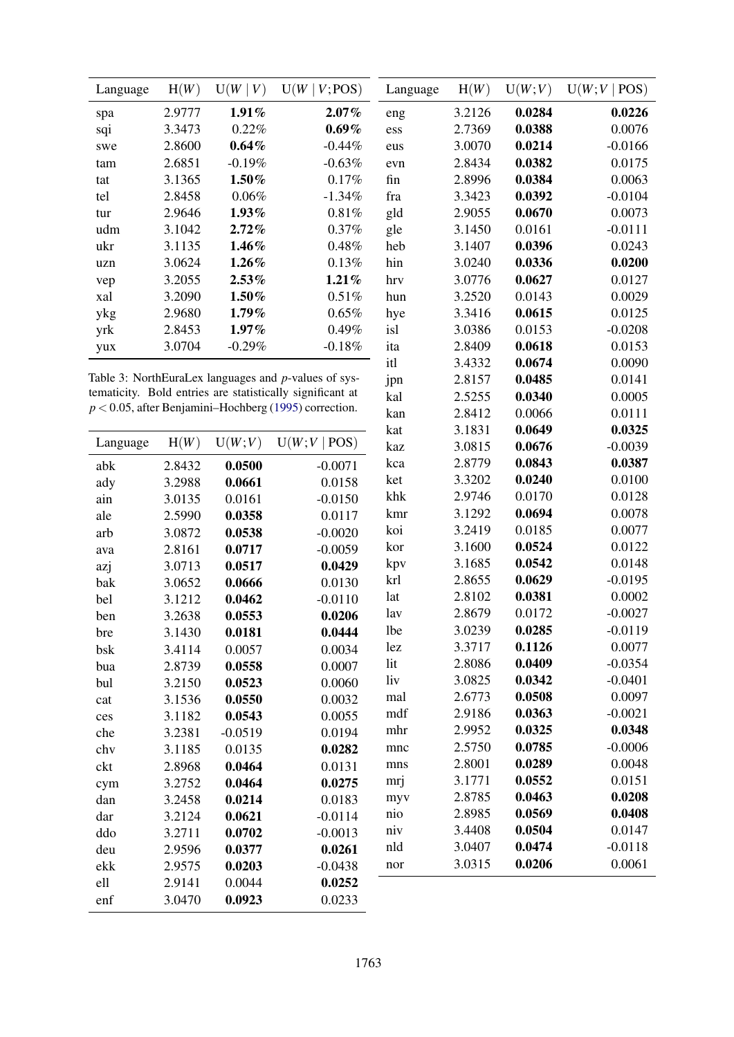| Language | H($W$) | U($W \mid V$) | U($W \mid V$;POS) |
|---|---|---|---|
| spa | 2.9777 | **1.91%** | **2.07%** |
| sqi | 3.3473 | 0.22% | **0.69%** |
| swe | 2.8600 | **0.64%** | -0.44% |
| tam | 2.6851 | -0.19% | -0.63% |
| tat | 3.1365 | **1.50%** | 0.17% |
| tel | 2.8458 | 0.06% | -1.34% |
| tur | 2.9646 | **1.93%** | 0.81% |
| udm | 3.1042 | **2.72%** | 0.37% |
| ukr | 3.1135 | **1.46%** | 0.48% |
| uzn | 3.0624 | **1.26%** | 0.13% |
| vep | 3.2055 | **2.53%** | **1.21%** |
| xal | 3.2090 | **1.50%** | 0.51% |
| ykg | 2.9680 | **1.79%** | 0.65% |
| yrk | 2.8453 | **1.97%** | 0.49% |
| yux | 3.0704 | -0.29% | -0.18% |

Table 3: NorthEuraLex languages and $p$-values of systematicity. Bold entries are statistically significant at $p < 0.05$, after Benjamini–Hochberg (1995) correction.

| Language | H($W$) | U($W;V$) | U($W;V \mid$ POS) |
|---|---|---|---|
| abk | 2.8432 | **0.0500** | -0.0071 |
| ady | 3.2988 | **0.0661** | 0.0158 |
| ain | 3.0135 | 0.0161 | -0.0150 |
| ale | 2.5990 | **0.0358** | 0.0117 |
| arb | 3.0872 | **0.0538** | -0.0020 |
| ava | 2.8161 | **0.0717** | -0.0059 |
| azj | 3.0713 | **0.0517** | **0.0429** |
| bak | 3.0652 | **0.0666** | 0.0130 |
| bel | 3.1212 | **0.0462** | -0.0110 |
| ben | 3.2638 | **0.0553** | **0.0206** |
| bre | 3.1430 | **0.0181** | **0.0444** |
| bsk | 3.4114 | 0.0057 | 0.0034 |
| bua | 2.8739 | **0.0558** | 0.0007 |
| bul | 3.2150 | **0.0523** | 0.0060 |
| cat | 3.1536 | **0.0550** | 0.0032 |
| ces | 3.1182 | **0.0543** | 0.0055 |
| che | 3.2381 | -0.0519 | 0.0194 |
| chv | 3.1185 | 0.0135 | **0.0282** |
| ckt | 2.8968 | **0.0464** | 0.0131 |
| cym | 3.2752 | **0.0464** | **0.0275** |
| dan | 3.2458 | **0.0214** | 0.0183 |
| dar | 3.2124 | **0.0621** | -0.0114 |
| ddo | 3.2711 | **0.0702** | -0.0013 |
| deu | 2.9596 | **0.0377** | **0.0261** |
| ekk | 2.9575 | **0.0203** | -0.0438 |
| ell | 2.9141 | 0.0044 | **0.0252** |
| enf | 3.0470 | **0.0923** | 0.0233 |
| eng | 3.2126 | **0.0284** | **0.0226** |
| ess | 2.7369 | **0.0388** | 0.0076 |
| eus | 3.0070 | **0.0214** | -0.0166 |
| evn | 2.8434 | **0.0382** | 0.0175 |
| fin | 2.8996 | **0.0384** | 0.0063 |
| fra | 3.3423 | **0.0392** | -0.0104 |
| gld | 2.9055 | **0.0670** | 0.0073 |
| gle | 3.1450 | 0.0161 | -0.0111 |
| heb | 3.1407 | **0.0396** | 0.0243 |
| hin | 3.0240 | **0.0336** | **0.0200** |
| hrv | 3.0776 | **0.0627** | 0.0127 |
| hun | 3.2520 | 0.0143 | 0.0029 |
| hye | 3.3416 | **0.0615** | 0.0125 |
| isl | 3.0386 | 0.0153 | -0.0208 |
| ita | 2.8409 | **0.0618** | 0.0153 |
| itl | 3.4332 | **0.0674** | 0.0090 |
| jpn | 2.8157 | **0.0485** | 0.0141 |
| kal | 2.5255 | **0.0340** | 0.0005 |
| kan | 2.8412 | 0.0066 | 0.0111 |
| kat | 3.1831 | **0.0649** | **0.0325** |
| kaz | 3.0815 | **0.0676** | -0.0039 |
| kca | 2.8779 | **0.0843** | **0.0387** |
| ket | 3.3202 | **0.0240** | 0.0100 |
| khk | 2.9746 | 0.0170 | 0.0128 |
| kmr | 3.1292 | **0.0694** | 0.0078 |
| koi | 3.2419 | 0.0185 | 0.0077 |
| kor | 3.1600 | **0.0524** | 0.0122 |
| kpv | 3.1685 | **0.0542** | 0.0148 |
| krl | 2.8655 | **0.0629** | -0.0195 |
| lat | 2.8102 | **0.0381** | 0.0002 |
| lav | 2.8679 | 0.0172 | -0.0027 |
| lbe | 3.0239 | **0.0285** | -0.0119 |
| lez | 3.3717 | **0.1126** | 0.0077 |
| lit | 2.8086 | **0.0409** | -0.0354 |
| liv | 3.0825 | **0.0342** | -0.0401 |
| mal | 2.6773 | **0.0508** | 0.0097 |
| mdf | 2.9186 | **0.0363** | -0.0021 |
| mhr | 2.9952 | **0.0325** | **0.0348** |
| mnc | 2.5750 | **0.0785** | -0.0006 |
| mns | 2.8001 | **0.0289** | 0.0048 |
| mrj | 3.1771 | **0.0552** | 0.0151 |
| myv | 2.8785 | **0.0463** | **0.0208** |
| nio | 2.8985 | **0.0569** | **0.0408** |
| niv | 3.4408 | **0.0504** | 0.0147 |
| nld | 3.0407 | **0.0474** | -0.0118 |
| nor | 3.0315 | **0.0206** | 0.0061 |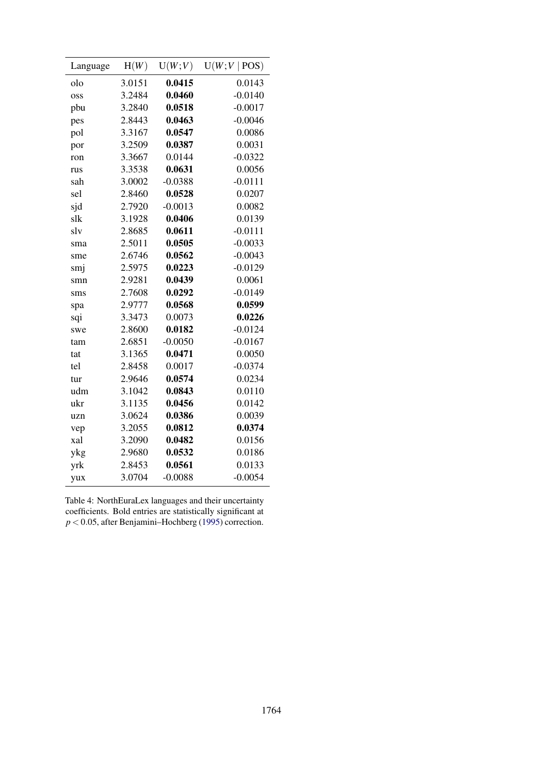| Language | H($W$) | U($W;V$) | U($W;V$ \| POS) |
|---|---|---|---|
| olo | 3.0151 | **0.0415** | 0.0143 |
| oss | 3.2484 | **0.0460** | -0.0140 |
| pbu | 3.2840 | **0.0518** | -0.0017 |
| pes | 2.8443 | **0.0463** | -0.0046 |
| pol | 3.3167 | **0.0547** | 0.0086 |
| por | 3.2509 | **0.0387** | 0.0031 |
| ron | 3.3667 | 0.0144 | -0.0322 |
| rus | 3.3538 | **0.0631** | 0.0056 |
| sah | 3.0002 | -0.0388 | -0.0111 |
| sel | 2.8460 | **0.0528** | 0.0207 |
| sjd | 2.7920 | -0.0013 | 0.0082 |
| slk | 3.1928 | **0.0406** | 0.0139 |
| slv | 2.8685 | **0.0611** | -0.0111 |
| sma | 2.5011 | **0.0505** | -0.0033 |
| sme | 2.6746 | **0.0562** | -0.0043 |
| smj | 2.5975 | **0.0223** | -0.0129 |
| smn | 2.9281 | **0.0439** | 0.0061 |
| sms | 2.7608 | **0.0292** | -0.0149 |
| spa | 2.9777 | **0.0568** | **0.0599** |
| sqi | 3.3473 | 0.0073 | **0.0226** |
| swe | 2.8600 | **0.0182** | -0.0124 |
| tam | 2.6851 | -0.0050 | -0.0167 |
| tat | 3.1365 | **0.0471** | 0.0050 |
| tel | 2.8458 | 0.0017 | -0.0374 |
| tur | 2.9646 | **0.0574** | 0.0234 |
| udm | 3.1042 | **0.0843** | 0.0110 |
| ukr | 3.1135 | **0.0456** | 0.0142 |
| uzn | 3.0624 | **0.0386** | 0.0039 |
| vep | 3.2055 | **0.0812** | **0.0374** |
| xal | 3.2090 | **0.0482** | 0.0156 |
| ykg | 2.9680 | **0.0532** | 0.0186 |
| yrk | 2.8453 | **0.0561** | 0.0133 |
| yux | 3.0704 | -0.0088 | -0.0054 |

Table 4: NorthEuraLex languages and their uncertainty coefficients. Bold entries are statistically significant at $p < 0.05$, after Benjamini–Hochberg (1995) correction.